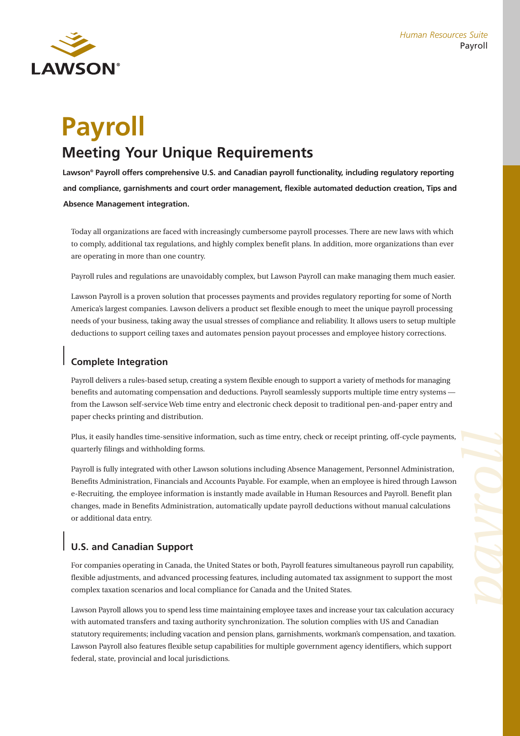# Payroll

## Meeting Your Unique Requirements

**Lawson® Payroll offers comprehensive U.S. and Canadian payroll functionality, including regulatory reporting and compliance, garnishments and court order management, flexible automated deduction creation, Tips and Absence Management integration.**

Today all organizations are faced with increasingly cumbersome payroll processes. There are new laws with which to comply, additional tax regulations, and highly complex benefit plans. In addition, more organizations than ever are operating in more than one country.

Payroll rules and regulations are unavoidably complex, but Lawson Payroll can make managing them much easier.

Lawson Payroll is a proven solution that processes payments and provides regulatory reporting for some of North America's largest companies. Lawson delivers a product set flexible enough to meet the unique payroll processing needs of your business, taking away the usual stresses of compliance and reliability. It allows users to setup multiple deductions to support ceiling taxes and automates pension payout processes and employee history corrections.

### Complete Integration

Payroll delivers a rules-based setup, creating a system flexible enough to support a variety of methods for managing benefits and automating compensation and deductions. Payroll seamlessly supports multiple time entry systems — from the Lawson self-service Web time entry and electronic check deposit to traditional pen-and-paper entry and paper checks printing and distribution.

Plus, it easily handles time-sensitive information, such as time entry, check or receipt printing, off-cycle payments, quarterly filings and withholding forms.

Payroll is fully integrated with other Lawson solutions including Absence Management, Personnel Administration, Benefits Administration, Financials and Accounts Payable. For example, when an employee is hired through Lawson e-Recruiting, the employee information is instantly made available in Human Resources and Payroll. Benefit plan changes, made in Benefits Administration, automatically update payroll deductions without manual calculations or additional data entry.

### U.S. and Canadian Support

For companies operating in Canada, the United States or both, Payroll features simultaneous payroll run capability, flexible adjustments, and advanced processing features, including automated tax assignment to support the most complex taxation scenarios and local compliance for Canada and the United States.

Lawson Payroll allows you to spend less time maintaining employee taxes and increase your tax calculation accuracy with automated transfers and taxing authority synchronization. The solution complies with US and Canadian statutory requirements; including vacation and pension plans, garnishments, workman's compensation, and taxation. Lawson Payroll also features flexible setup capabilities for multiple government agency identifiers, which support federal, state, provincial and local jurisdictions.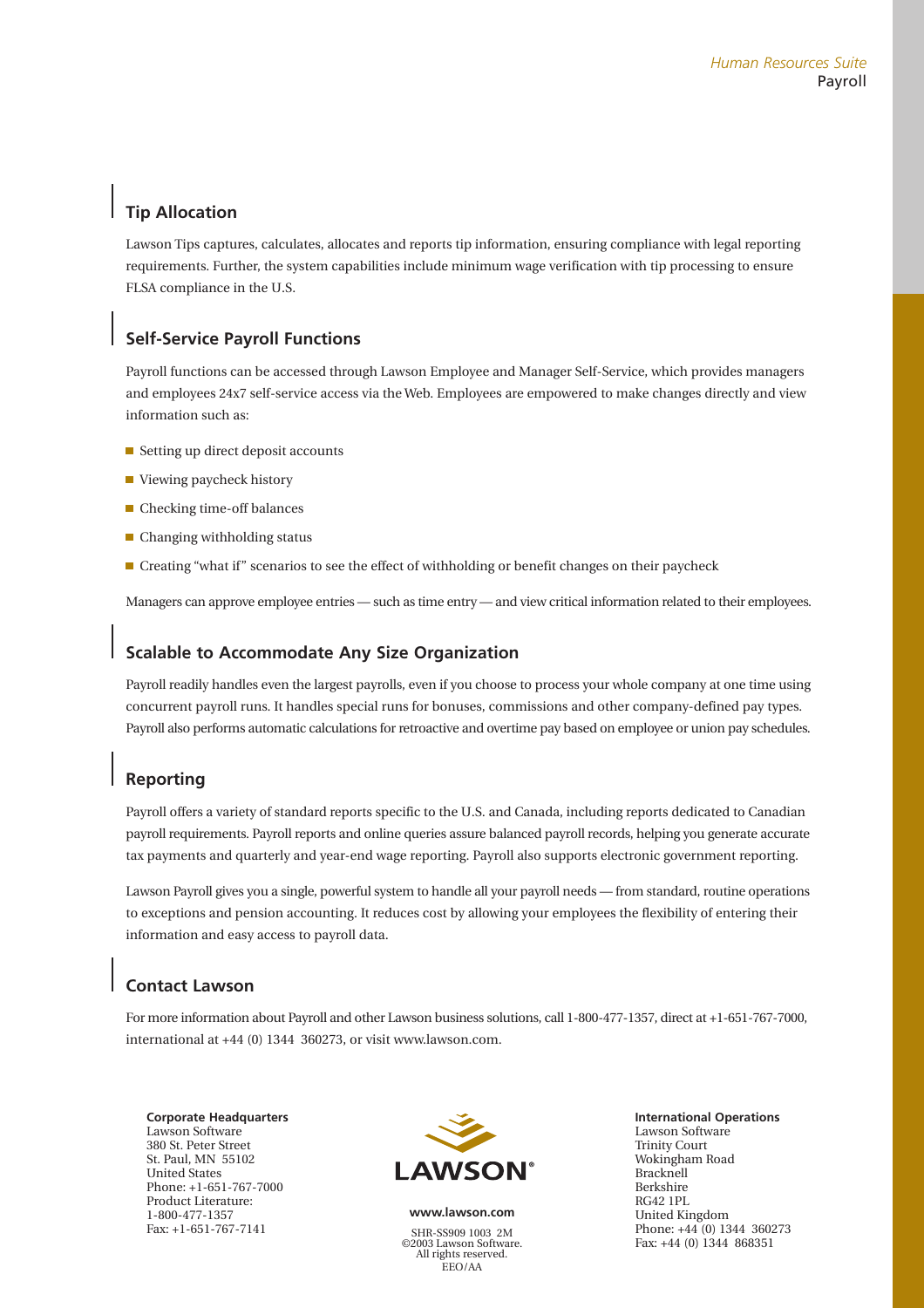## Tip Allocation

Lawson Tips captures, calculates, allocates and reports tip information, ensuring compliance with legal reporting requirements. Further, the system capabilities include minimum wage verification with tip processing to ensure FLSA compliance in the U.S.

## Self-Service Payroll Functions

Payroll functions can be accessed through Lawson Employee and Manager Self-Service, which provides managers and employees 24x7 self-service access via the Web. Employees are empowered to make changes directly and view information such as:

- Setting up direct deposit accounts
- Viewing paycheck history
- Checking time-off balances
- Changing withholding status
- Creating "what if" scenarios to see the effect of withholding or benefit changes on their paycheck

Managers can approve employee entries — such as time entry — and view critical information related to their employees.

## Scalable to Accommodate Any Size Organization

Payroll readily handles even the largest payrolls, even if you choose to process your whole company at one time using concurrent payroll runs. It handles special runs for bonuses, commissions and other company-defined pay types. Payroll also performs automatic calculations for retroactive and overtime pay based on employee or union pay schedules.

## Reporting

Payroll offers a variety of standard reports specific to the U.S. and Canada, including reports dedicated to Canadian payroll requirements. Payroll reports and online queries assure balanced payroll records, helping you generate accurate tax payments and quarterly and year-end wage reporting. Payroll also supports electronic government reporting.

Lawson Payroll gives you a single, powerful system to handle all your payroll needs — from standard, routine operations to exceptions and pension accounting. It reduces cost by allowing your employees the flexibility of entering their information and easy access to payroll data.

## Contact Lawson

For more information about Payroll and other Lawson business solutions, call 1-800-477-1357, direct at +1-651-767-7000, international at +44 (0) 1344 360273, or visit www.lawson.com.

**Corporate Headquarters**
Lawson Software
380 St. Peter Street
St. Paul, MN 55102
United States
Phone: +1-651-767-7000
Product Literature:
1-800-477-1357
Fax: +1-651-767-7141

LAWSON®

**www.lawson.com**

SHR-SS909 1003 2M
©2003 Lawson Software.
All rights reserved.
EEO/AA

**International Operations**
Lawson Software
Trinity Court
Wokingham Road
Bracknell
Berkshire
RG42 1PL
United Kingdom
Phone: +44 (0) 1344 360273
Fax: +44 (0) 1344 868351